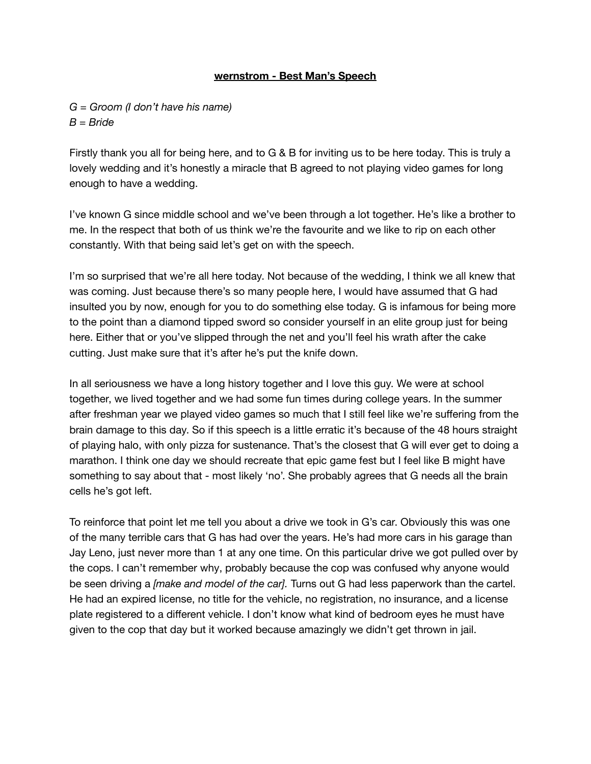**wernstrom - Best Man's Speech**

*G = Groom (I don't have his name)*
*B = Bride*

Firstly thank you all for being here, and to G & B for inviting us to be here today. This is truly a lovely wedding and it's honestly a miracle that B agreed to not playing video games for long enough to have a wedding.

I've known G since middle school and we've been through a lot together. He's like a brother to me. In the respect that both of us think we're the favourite and we like to rip on each other constantly. With that being said let's get on with the speech.

I'm so surprised that we're all here today. Not because of the wedding, I think we all knew that was coming. Just because there's so many people here, I would have assumed that G had insulted you by now, enough for you to do something else today. G is infamous for being more to the point than a diamond tipped sword so consider yourself in an elite group just for being here. Either that or you've slipped through the net and you'll feel his wrath after the cake cutting. Just make sure that it's after he's put the knife down.

In all seriousness we have a long history together and I love this guy. We were at school together, we lived together and we had some fun times during college years. In the summer after freshman year we played video games so much that I still feel like we're suffering from the brain damage to this day. So if this speech is a little erratic it's because of the 48 hours straight of playing halo, with only pizza for sustenance. That's the closest that G will ever get to doing a marathon. I think one day we should recreate that epic game fest but I feel like B might have something to say about that - most likely 'no'. She probably agrees that G needs all the brain cells he's got left.

To reinforce that point let me tell you about a drive we took in G's car. Obviously this was one of the many terrible cars that G has had over the years. He's had more cars in his garage than Jay Leno, just never more than 1 at any one time. On this particular drive we got pulled over by the cops. I can't remember why, probably because the cop was confused why anyone would be seen driving a *[make and model of the car].* Turns out G had less paperwork than the cartel. He had an expired license, no title for the vehicle, no registration, no insurance, and a license plate registered to a different vehicle. I don't know what kind of bedroom eyes he must have given to the cop that day but it worked because amazingly we didn't get thrown in jail.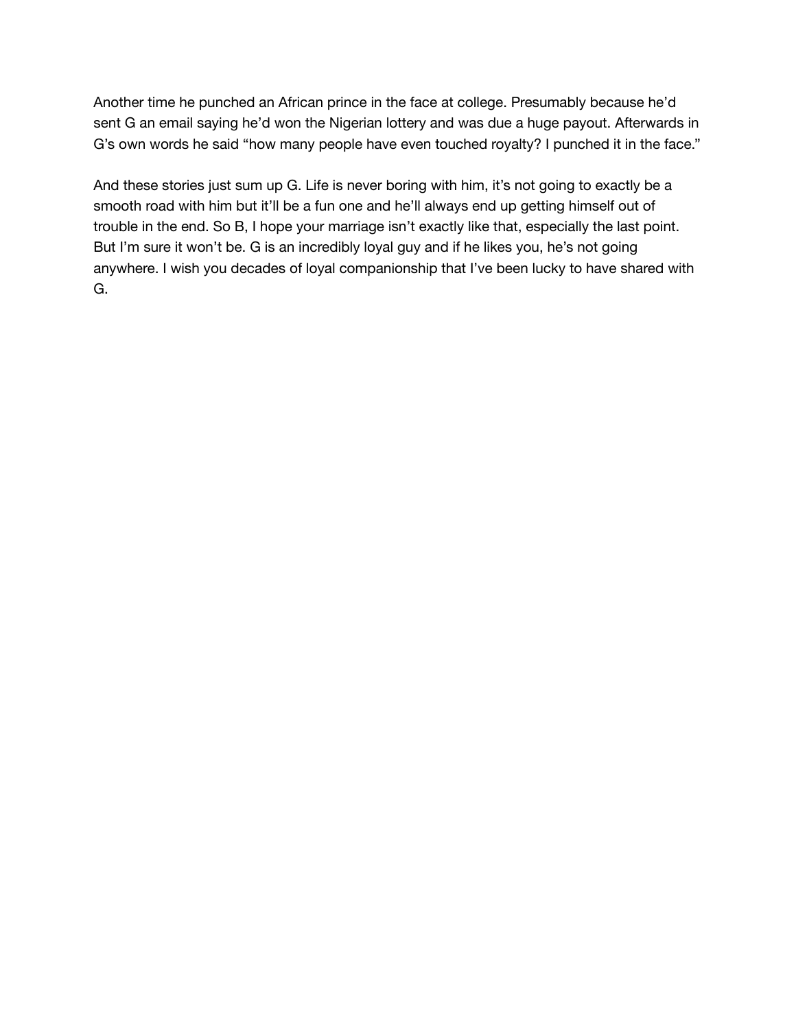Another time he punched an African prince in the face at college. Presumably because he'd sent G an email saying he'd won the Nigerian lottery and was due a huge payout. Afterwards in G's own words he said "how many people have even touched royalty? I punched it in the face."

And these stories just sum up G. Life is never boring with him, it's not going to exactly be a smooth road with him but it'll be a fun one and he'll always end up getting himself out of trouble in the end. So B, I hope your marriage isn't exactly like that, especially the last point. But I'm sure it won't be. G is an incredibly loyal guy and if he likes you, he's not going anywhere. I wish you decades of loyal companionship that I've been lucky to have shared with G.